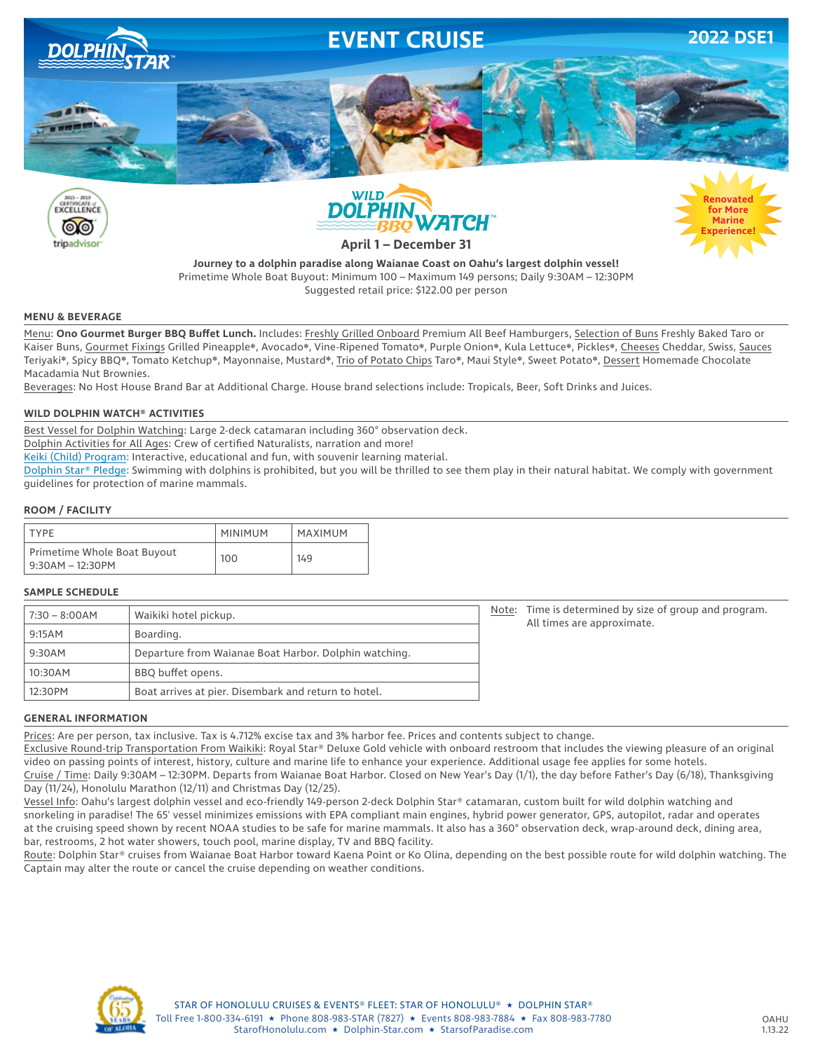# EVENT CRUISE

2022 DSE1

DOLPHIN STAR™

2015 – 2019 CERTIFICATE of EXCELLENCE tripadvisor

## WILD DOLPHIN BBQ WATCH™

Renovated for More Marine Experience!

**April 1 – December 31**

**Journey to a dolphin paradise along Waianae Coast on Oahu's largest dolphin vessel!**
Primetime Whole Boat Buyout: Minimum 100 – Maximum 149 persons; Daily 9:30AM – 12:30PM
Suggested retail price: $122.00 per person

### MENU & BEVERAGE

Menu: **Ono Gourmet Burger BBQ Buffet Lunch.** Includes: Freshly Grilled Onboard Premium All Beef Hamburgers, Selection of Buns Freshly Baked Taro or Kaiser Buns, Gourmet Fixings Grilled Pineapple*, Avocado*, Vine-Ripened Tomato*, Purple Onion*, Kula Lettuce*, Pickles*, Cheeses Cheddar, Swiss, Sauces Teriyaki*, Spicy BBQ*, Tomato Ketchup*, Mayonnaise, Mustard*, Trio of Potato Chips Taro*, Maui Style*, Sweet Potato*, Dessert Homemade Chocolate Macadamia Nut Brownies.

Beverages: No Host House Brand Bar at Additional Charge. House brand selections include: Tropicals, Beer, Soft Drinks and Juices.

### WILD DOLPHIN WATCH® ACTIVITIES

Best Vessel for Dolphin Watching: Large 2-deck catamaran including 360° observation deck.
Dolphin Activities for All Ages: Crew of certified Naturalists, narration and more!
Keiki (Child) Program: Interactive, educational and fun, with souvenir learning material.
Dolphin Star® Pledge: Swimming with dolphins is prohibited, but you will be thrilled to see them play in their natural habitat. We comply with government guidelines for protection of marine mammals.

### ROOM / FACILITY

| TYPE | MINIMUM | MAXIMUM |
|---|---|---|
| Primetime Whole Boat Buyout 9:30AM – 12:30PM | 100 | 149 |

### SAMPLE SCHEDULE

| | |
|---|---|
| 7:30 – 8:00AM | Waikiki hotel pickup. |
| 9:15AM | Boarding. |
| 9:30AM | Departure from Waianae Boat Harbor. Dolphin watching. |
| 10:30AM | BBQ buffet opens. |
| 12:30PM | Boat arrives at pier. Disembark and return to hotel. |

Note: Time is determined by size of group and program. All times are approximate.

### GENERAL INFORMATION

Prices: Are per person, tax inclusive. Tax is 4.712% excise tax and 3% harbor fee. Prices and contents subject to change.
Exclusive Round-trip Transportation From Waikiki: Royal Star® Deluxe Gold vehicle with onboard restroom that includes the viewing pleasure of an original video on passing points of interest, history, culture and marine life to enhance your experience. Additional usage fee applies for some hotels.
Cruise / Time: Daily 9:30AM – 12:30PM. Departs from Waianae Boat Harbor. Closed on New Year's Day (1/1), the day before Father's Day (6/18), Thanksgiving Day (11/24), Honolulu Marathon (12/11) and Christmas Day (12/25).
Vessel Info: Oahu's largest dolphin vessel and eco-friendly 149-person 2-deck Dolphin Star® catamaran, custom built for wild dolphin watching and snorkeling in paradise! The 65' vessel minimizes emissions with EPA compliant main engines, hybrid power generator, GPS, autopilot, radar and operates at the cruising speed shown by recent NOAA studies to be safe for marine mammals. It also has a 360° observation deck, wrap-around deck, dining area, bar, restrooms, 2 hot water showers, touch pool, marine display, TV and BBQ facility.
Route: Dolphin Star® cruises from Waianae Boat Harbor toward Kaena Point or Ko Olina, depending on the best possible route for wild dolphin watching. The Captain may alter the route or cancel the cruise depending on weather conditions.

STAR OF HONOLULU CRUISES & EVENTS® FLEET: STAR OF HONOLULU® ★ DOLPHIN STAR®
Toll Free 1-800-334-6191 ★ Phone 808-983-STAR (7827) ★ Events 808-983-7884 ★ Fax 808-983-7780
StarofHonolulu.com ★ Dolphin-Star.com ★ StarsofParadise.com

OAHU 1.13.22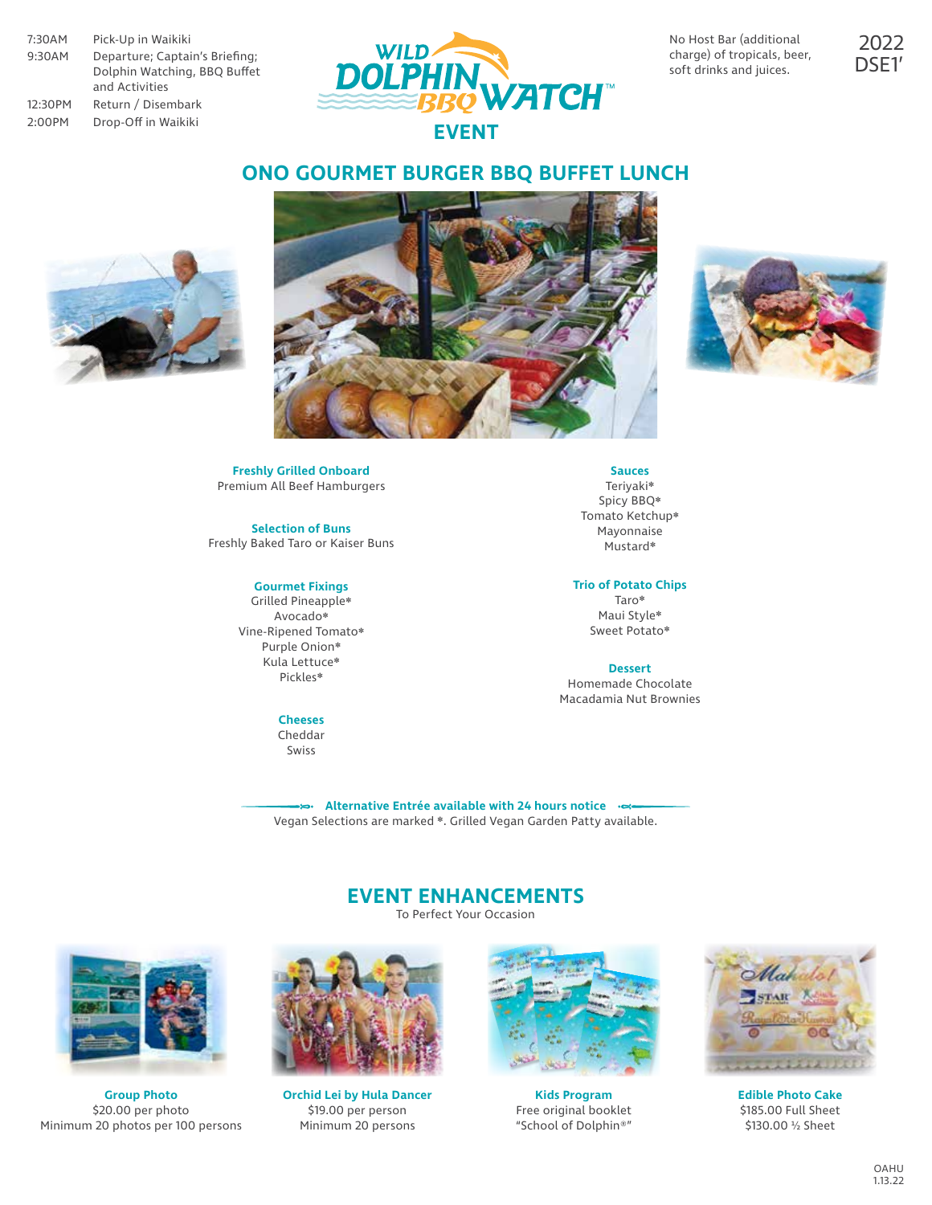| | |
|---|---|
| 7:30AM | Pick-Up in Waikiki |
| 9:30AM | Departure; Captain's Briefing; Dolphin Watching, BBQ Buffet and Activities |
| 12:30PM | Return / Disembark |
| 2:00PM | Drop-Off in Waikiki |

# WILD DOLPHIN BBQ WATCH™ EVENT

No Host Bar (additional charge) of tropicals, beer, soft drinks and juices.

2022 DSE1'

## ONO GOURMET BURGER BBQ BUFFET LUNCH

**Freshly Grilled Onboard**
Premium All Beef Hamburgers

**Selection of Buns**
Freshly Baked Taro or Kaiser Buns

**Gourmet Fixings**
Grilled Pineapple*
Avocado*
Vine-Ripened Tomato*
Purple Onion*
Kula Lettuce*
Pickles*

**Cheeses**
Cheddar
Swiss

**Sauces**
Teriyaki*
Spicy BBQ*
Tomato Ketchup*
Mayonnaise
Mustard*

**Trio of Potato Chips**
Taro*
Maui Style*
Sweet Potato*

**Dessert**
Homemade Chocolate Macadamia Nut Brownies

**Alternative Entrée available with 24 hours notice**
Vegan Selections are marked *. Grilled Vegan Garden Patty available.

## EVENT ENHANCEMENTS

To Perfect Your Occasion

**Group Photo**
$20.00 per photo
Minimum 20 photos per 100 persons

**Orchid Lei by Hula Dancer**
$19.00 per person
Minimum 20 persons

**Kids Program**
Free original booklet
"School of Dolphin®"

**Edible Photo Cake**
$185.00 Full Sheet
$130.00 ½ Sheet

OAHU
1.13.22